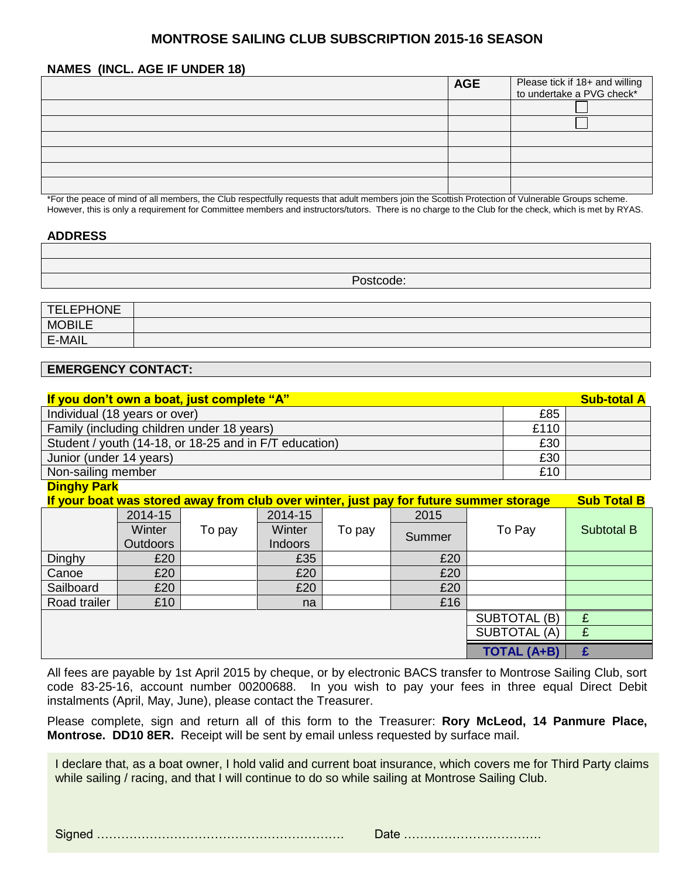## MONTROSE SAILING CLUB SUBSCRIPTION 2015-16 SEASON

**NAMES (INCL. AGE IF UNDER 18)**

| | AGE | Please tick if 18+ and willing to undertake a PVG check* |
|---|---|---|
| | | ☐ |
| | | ☐ |
| | | |
| | | |
| | | |
| | | |

*For the peace of mind of all members, the Club respectfully requests that adult members join the Scottish Protection of Vulnerable Groups scheme. However, this is only a requirement for Committee members and instructors/tutors. There is no charge to the Club for the check, which is met by RYAS.

**ADDRESS**

| |
|---|
| |
| |
| Postcode: |

| | |
|---|---|
| TELEPHONE | |
| MOBILE | |
| E-MAIL | |

**EMERGENCY CONTACT:**

| **If you don't own a boat, just complete "A"** | | **Sub-total A** |
|---|---|---|
| Individual (18 years or over) | £85 | |
| Family (including children under 18 years) | £110 | |
| Student / youth (14-18, or 18-25 and in F/T education) | £30 | |
| Junior (under 14 years) | £30 | |
| Non-sailing member | £10 | |

**Dinghy Park**

**If your boat was stored away from club over winter, just pay for future summer storage** **Sub Total B**

| | 2014-15 Winter Outdoors | To pay | 2014-15 Winter Indoors | To pay | 2015 Summer | To Pay | Subtotal B |
|---|---|---|---|---|---|---|---|
| Dinghy | £20 | | £35 | | £20 | | |
| Canoe | £20 | | £20 | | £20 | | |
| Sailboard | £20 | | £20 | | £20 | | |
| Road trailer | £10 | | na | | £16 | | |
| | | | | | | SUBTOTAL (B) | £ |
| | | | | | | SUBTOTAL (A) | £ |
| | | | | | | **TOTAL (A+B)** | **£** |

All fees are payable by 1st April 2015 by cheque, or by electronic BACS transfer to Montrose Sailing Club, sort code 83-25-16, account number 00200688. In you wish to pay your fees in three equal Direct Debit instalments (April, May, June), please contact the Treasurer.

Please complete, sign and return all of this form to the Treasurer: **Rory McLeod, 14 Panmure Place, Montrose. DD10 8ER.** Receipt will be sent by email unless requested by surface mail.

I declare that, as a boat owner, I hold valid and current boat insurance, which covers me for Third Party claims while sailing / racing, and that I will continue to do so while sailing at Montrose Sailing Club.

Signed ……………………………………………………… Date ……………………………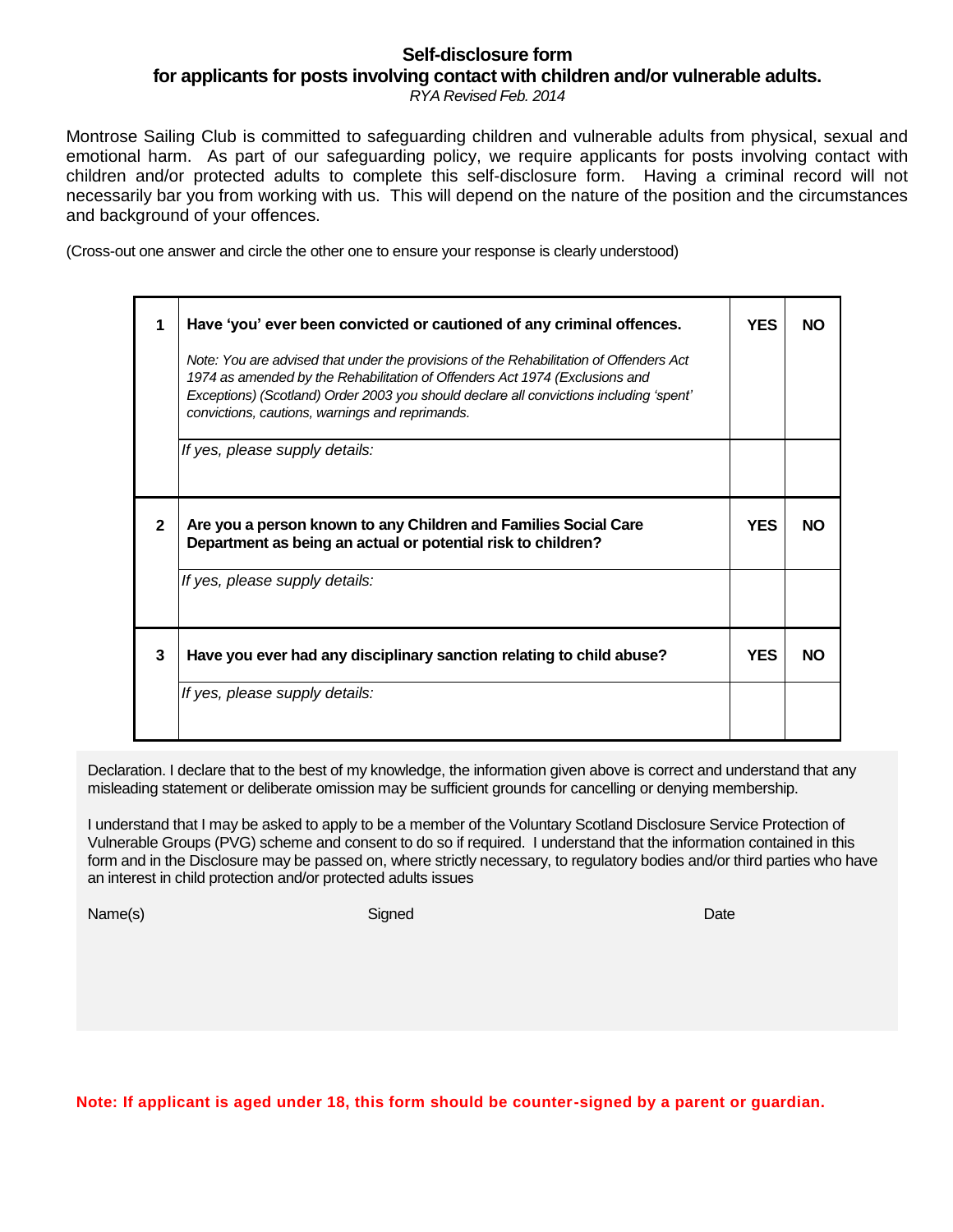## Self-disclosure form
## for applicants for posts involving contact with children and/or vulnerable adults.

*RYA Revised Feb. 2014*

Montrose Sailing Club is committed to safeguarding children and vulnerable adults from physical, sexual and emotional harm. As part of our safeguarding policy, we require applicants for posts involving contact with children and/or protected adults to complete this self-disclosure form. Having a criminal record will not necessarily bar you from working with us. This will depend on the nature of the position and the circumstances and background of your offences.

(Cross-out one answer and circle the other one to ensure your response is clearly understood)

| | | | |
|---|---|---|---|
| **1** | **Have 'you' ever been convicted or cautioned of any criminal offences.**<br><br>*Note: You are advised that under the provisions of the Rehabilitation of Offenders Act 1974 as amended by the Rehabilitation of Offenders Act 1974 (Exclusions and Exceptions) (Scotland) Order 2003 you should declare all convictions including 'spent' convictions, cautions, warnings and reprimands.* | **YES** | **NO** |
| | *If yes, please supply details:* | | |
| **2** | **Are you a person known to any Children and Families Social Care Department as being an actual or potential risk to children?** | **YES** | **NO** |
| | *If yes, please supply details:* | | |
| **3** | **Have you ever had any disciplinary sanction relating to child abuse?** | **YES** | **NO** |
| | *If yes, please supply details:* | | |

Declaration. I declare that to the best of my knowledge, the information given above is correct and understand that any misleading statement or deliberate omission may be sufficient grounds for cancelling or denying membership.

I understand that I may be asked to apply to be a member of the Voluntary Scotland Disclosure Service Protection of Vulnerable Groups (PVG) scheme and consent to do so if required. I understand that the information contained in this form and in the Disclosure may be passed on, where strictly necessary, to regulatory bodies and/or third parties who have an interest in child protection and/or protected adults issues

Name(s) Signed Date

**Note: If applicant is aged under 18, this form should be counter-signed by a parent or guardian.**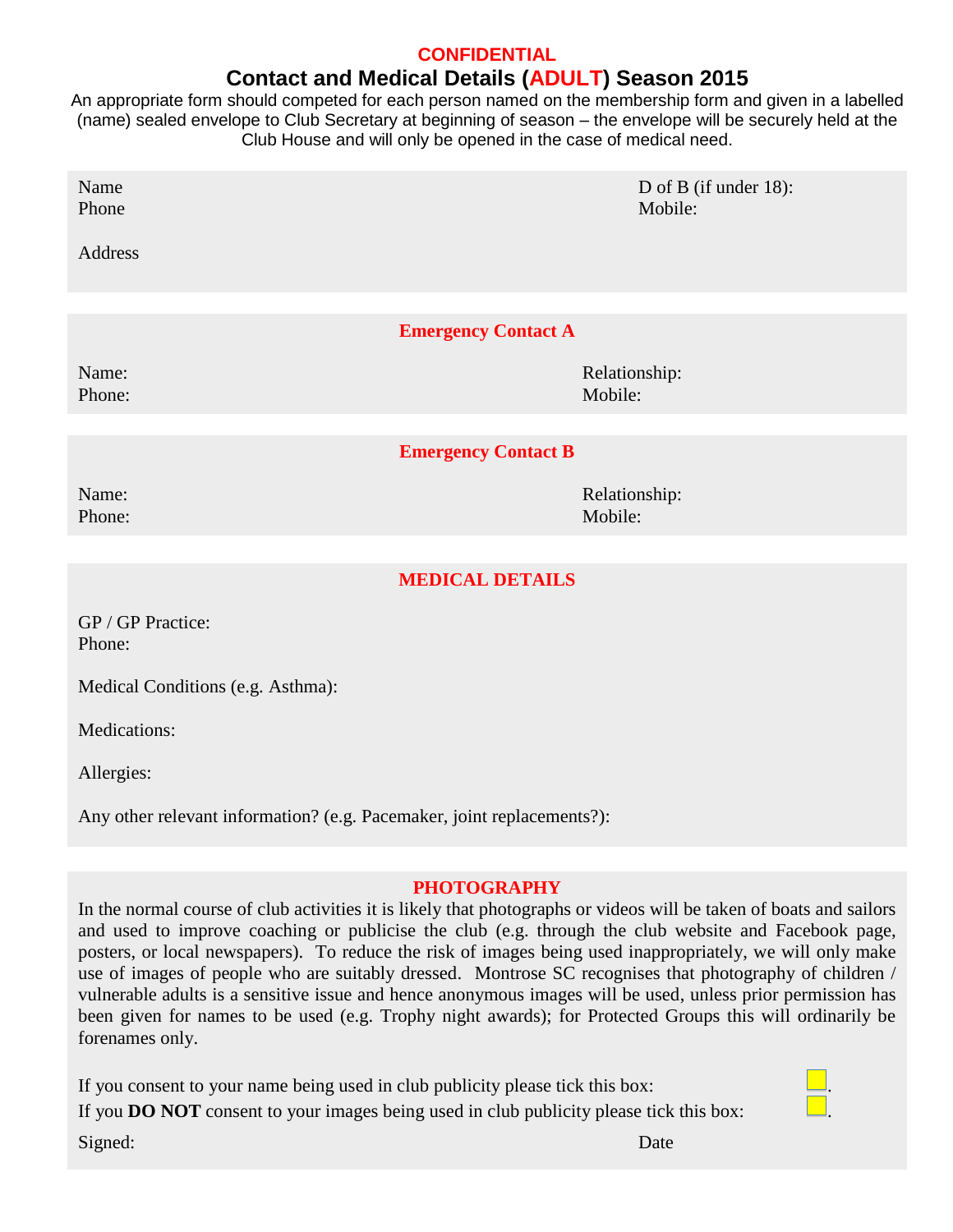**CONFIDENTIAL**

# Contact and Medical Details (ADULT) Season 2015

An appropriate form should competed for each person named on the membership form and given in a labelled (name) sealed envelope to Club Secretary at beginning of season – the envelope will be securely held at the Club House and will only be opened in the case of medical need.

Name　　　　　　　　　　　　　　　　　　　　D of B (if under 18):
Phone　　　　　　　　　　　　　　　　　　　　Mobile:

Address

## Emergency Contact A

Name:　　　　　　　　　　　　　　　　　　　　Relationship:
Phone:　　　　　　　　　　　　　　　　　　　　Mobile:

## Emergency Contact B

Name:　　　　　　　　　　　　　　　　　　　　Relationship:
Phone:　　　　　　　　　　　　　　　　　　　　Mobile:

## MEDICAL DETAILS

GP / GP Practice:
Phone:

Medical Conditions (e.g. Asthma):

Medications:

Allergies:

Any other relevant information? (e.g. Pacemaker, joint replacements?):

## PHOTOGRAPHY

In the normal course of club activities it is likely that photographs or videos will be taken of boats and sailors and used to improve coaching or publicise the club (e.g. through the club website and Facebook page, posters, or local newspapers). To reduce the risk of images being used inappropriately, we will only make use of images of people who are suitably dressed. Montrose SC recognises that photography of children / vulnerable adults is a sensitive issue and hence anonymous images will be used, unless prior permission has been given for names to be used (e.g. Trophy night awards); for Protected Groups this will ordinarily be forenames only.

If you consent to your name being used in club publicity please tick this box: ☐.

If you **DO NOT** consent to your images being used in club publicity please tick this box: ☐.

Signed:　　　　　　　　　　　　　　　　　　　　Date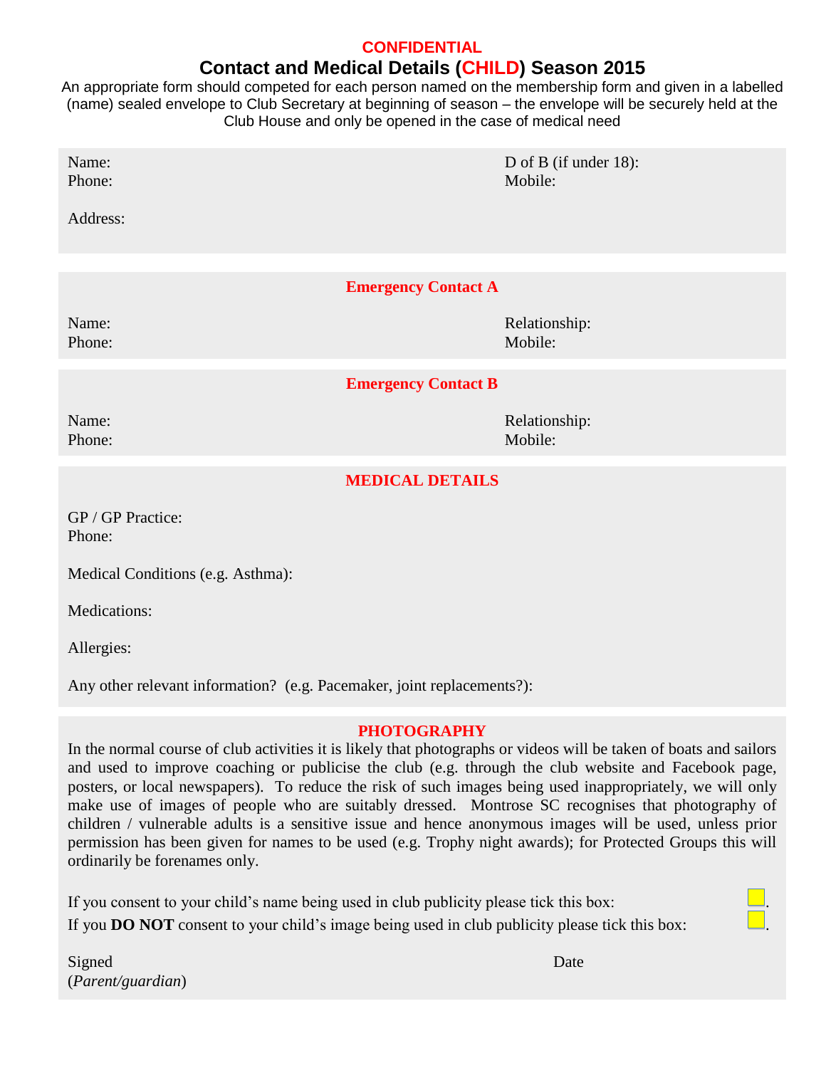**CONFIDENTIAL**

# Contact and Medical Details (CHILD) Season 2015

An appropriate form should competed for each person named on the membership form and given in a labelled (name) sealed envelope to Club Secretary at beginning of season – the envelope will be securely held at the Club House and only be opened in the case of medical need

Name:
D of B (if under 18):
Phone:
Mobile:

Address:

## Emergency Contact A

Name:
Relationship:
Phone:
Mobile:

## Emergency Contact B

Name:
Relationship:
Phone:
Mobile:

## MEDICAL DETAILS

GP / GP Practice:
Phone:

Medical Conditions (e.g. Asthma):

Medications:

Allergies:

Any other relevant information? (e.g. Pacemaker, joint replacements?):

## PHOTOGRAPHY

In the normal course of club activities it is likely that photographs or videos will be taken of boats and sailors and used to improve coaching or publicise the club (e.g. through the club website and Facebook page, posters, or local newspapers). To reduce the risk of such images being used inappropriately, we will only make use of images of people who are suitably dressed. Montrose SC recognises that photography of children / vulnerable adults is a sensitive issue and hence anonymous images will be used, unless prior permission has been given for names to be used (e.g. Trophy night awards); for Protected Groups this will ordinarily be forenames only.

If you consent to your child's name being used in club publicity please tick this box: ☐.

If you **DO NOT** consent to your child's image being used in club publicity please tick this box: ☐.

Signed
(*Parent/guardian*)

Date